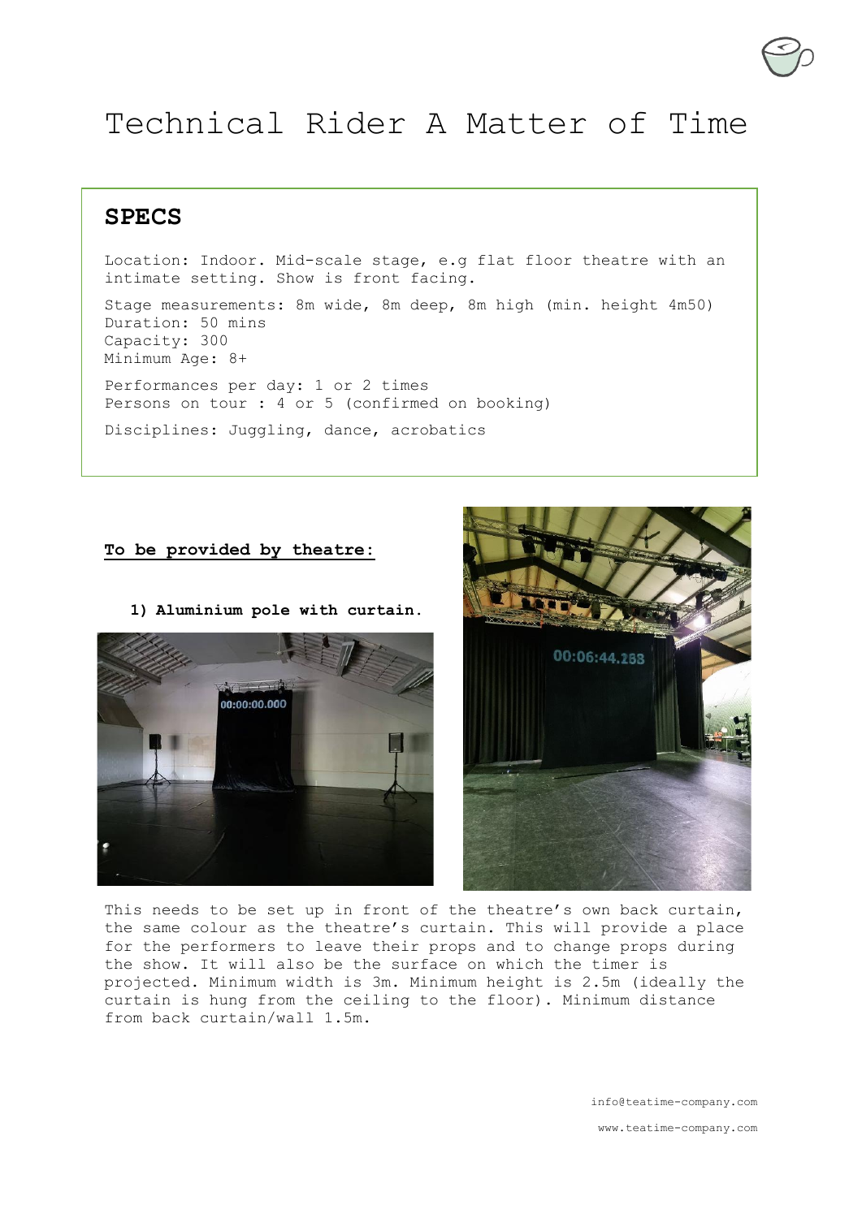# Technical Rider A Matter of Time

## SPECS

Location: Indoor. Mid-scale stage, e.g flat floor theatre with an intimate setting. Show is front facing.

Stage measurements: 8m wide, 8m deep, 8m high (min. height 4m50)
Duration: 50 mins
Capacity: 300
Minimum Age: 8+

Performances per day: 1 or 2 times
Persons on tour : 4 or 5 (confirmed on booking)

Disciplines: Juggling, dance, acrobatics

**To be provided by theatre:**

**1) Aluminium pole with curtain.**

This needs to be set up in front of the theatre's own back curtain, the same colour as the theatre's curtain. This will provide a place for the performers to leave their props and to change props during the show. It will also be the surface on which the timer is projected. Minimum width is 3m. Minimum height is 2.5m (ideally the curtain is hung from the ceiling to the floor). Minimum distance from back curtain/wall 1.5m.

info@teatime-company.com

www.teatime-company.com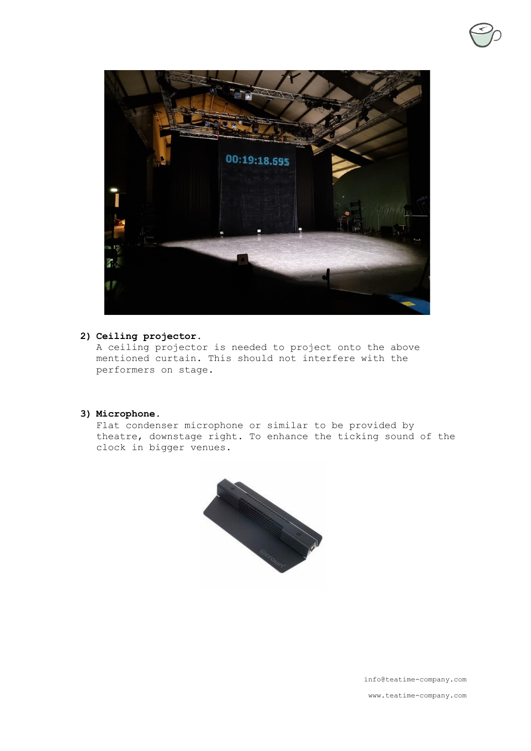2) **Ceiling projector.**
   A ceiling projector is needed to project onto the above mentioned curtain. This should not interfere with the performers on stage.

3) **Microphone.**
   Flat condenser microphone or similar to be provided by theatre, downstage right. To enhance the ticking sound of the clock in bigger venues.

info@teatime-company.com

www.teatime-company.com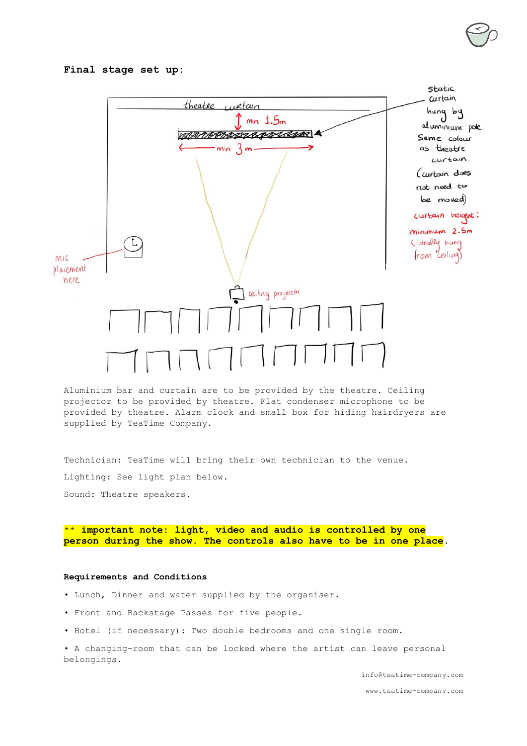**Final stage set up:**

Aluminium bar and curtain are to be provided by the theatre. Ceiling projector to be provided by theatre. Flat condenser microphone to be provided by theatre. Alarm clock and small box for hiding hairdryers are supplied by TeaTime Company.

Technician: TeaTime will bring their own technician to the venue.

Lighting: See light plan below.

Sound: Theatre speakers.

**\*\* important note: light, video and audio is controlled by one person during the show. The controls also have to be in one place**.

**Requirements and Conditions**

- Lunch, Dinner and water supplied by the organiser.
- Front and Backstage Passes for five people.
- Hotel (if necessary): Two double bedrooms and one single room.
- A changing-room that can be locked where the artist can leave personal belongings.

info@teatime-company.com

www.teatime-company.com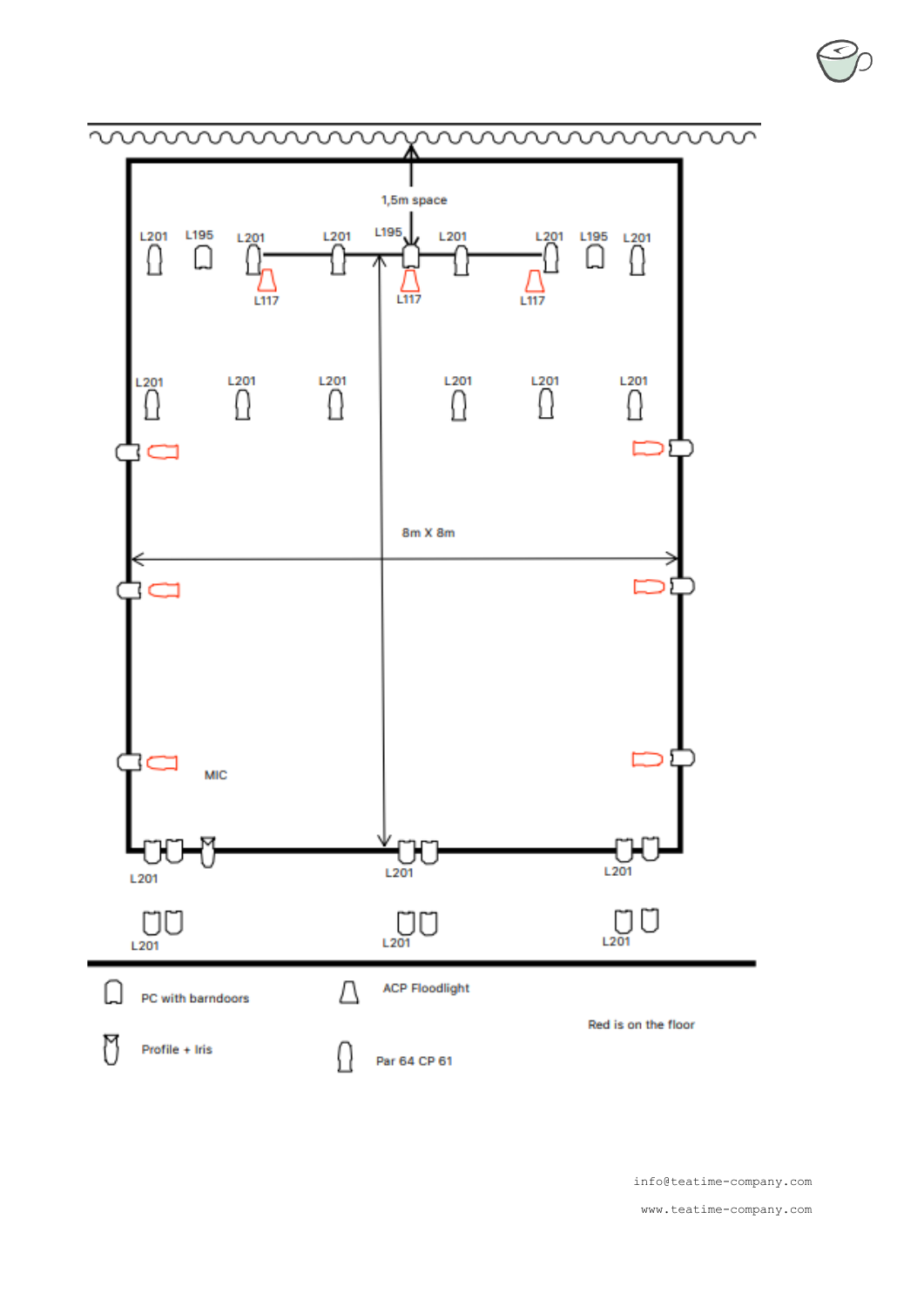1,5m space

L201 L195 L201 L201 L195 L201 L201 L195 L201

L117 L117 L117

L201 L201 L201 L201 L201 L201

8m X 8m

MIC

L201 L201 L201

L201 L201 L201

PC with barndoors

ACP Floodlight

Red is on the floor

Profile + Iris

Par 64 CP 61

info@teatime-company.com

www.teatime-company.com